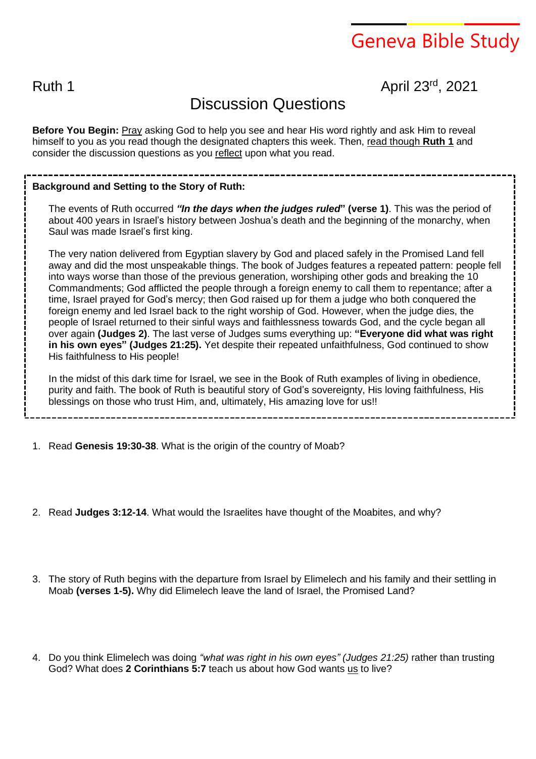# Geneva Bible Study

Ruth 1 April 23rd, 2021

## Discussion Questions

**Before You Begin:** Pray asking God to help you see and hear His word rightly and ask Him to reveal himself to you as you read though the designated chapters this week. Then, read though **Ruth 1** and consider the discussion questions as you reflect upon what you read.

**Background and Setting to the Story of Ruth:**

The events of Ruth occurred ***"In the days when the judges ruled*"** **(verse 1)**. This was the period of about 400 years in Israel's history between Joshua's death and the beginning of the monarchy, when Saul was made Israel's first king.

The very nation delivered from Egyptian slavery by God and placed safely in the Promised Land fell away and did the most unspeakable things. The book of Judges features a repeated pattern: people fell into ways worse than those of the previous generation, worshiping other gods and breaking the 10 Commandments; God afflicted the people through a foreign enemy to call them to repentance; after a time, Israel prayed for God's mercy; then God raised up for them a judge who both conquered the foreign enemy and led Israel back to the right worship of God. However, when the judge dies, the people of Israel returned to their sinful ways and faithlessness towards God, and the cycle began all over again **(Judges 2)**. The last verse of Judges sums everything up: **"Everyone did what was right in his own eyes" (Judges 21:25).** Yet despite their repeated unfaithfulness, God continued to show His faithfulness to His people!

In the midst of this dark time for Israel, we see in the Book of Ruth examples of living in obedience, purity and faith. The book of Ruth is beautiful story of God's sovereignty, His loving faithfulness, His blessings on those who trust Him, and, ultimately, His amazing love for us!!

1. Read **Genesis 19:30-38**. What is the origin of the country of Moab?

2. Read **Judges 3:12-14**. What would the Israelites have thought of the Moabites, and why?

3. The story of Ruth begins with the departure from Israel by Elimelech and his family and their settling in Moab **(verses 1-5).** Why did Elimelech leave the land of Israel, the Promised Land?

4. Do you think Elimelech was doing *"what was right in his own eyes" (Judges 21:25)* rather than trusting God? What does **2 Corinthians 5:7** teach us about how God wants us to live?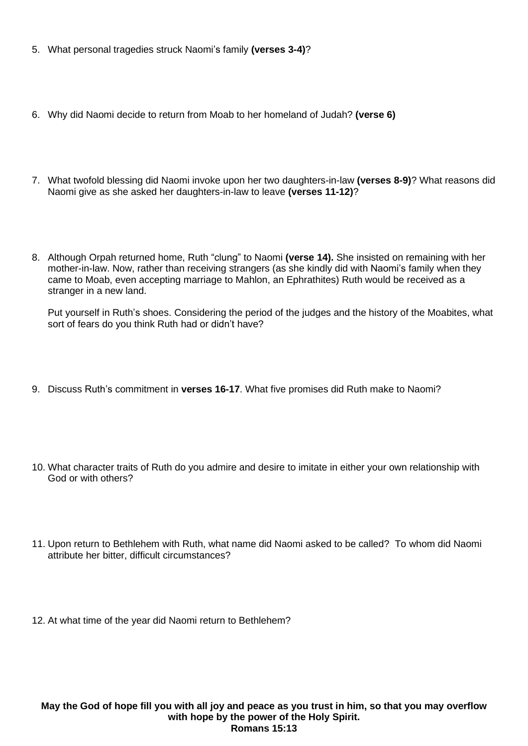5. What personal tragedies struck Naomi's family **(verses 3-4)**?

6. Why did Naomi decide to return from Moab to her homeland of Judah? **(verse 6)**

7. What twofold blessing did Naomi invoke upon her two daughters-in-law **(verses 8-9)**? What reasons did Naomi give as she asked her daughters-in-law to leave **(verses 11-12)**?

8. Although Orpah returned home, Ruth "clung" to Naomi **(verse 14).** She insisted on remaining with her mother-in-law. Now, rather than receiving strangers (as she kindly did with Naomi's family when they came to Moab, even accepting marriage to Mahlon, an Ephrathites) Ruth would be received as a stranger in a new land.

   Put yourself in Ruth's shoes. Considering the period of the judges and the history of the Moabites, what sort of fears do you think Ruth had or didn't have?

9. Discuss Ruth's commitment in **verses 16-17**. What five promises did Ruth make to Naomi?

10. What character traits of Ruth do you admire and desire to imitate in either your own relationship with God or with others?

11. Upon return to Bethlehem with Ruth, what name did Naomi asked to be called? To whom did Naomi attribute her bitter, difficult circumstances?

12. At what time of the year did Naomi return to Bethlehem?

**May the God of hope fill you with all joy and peace as you trust in him, so that you may overflow with hope by the power of the Holy Spirit.**
**Romans 15:13**